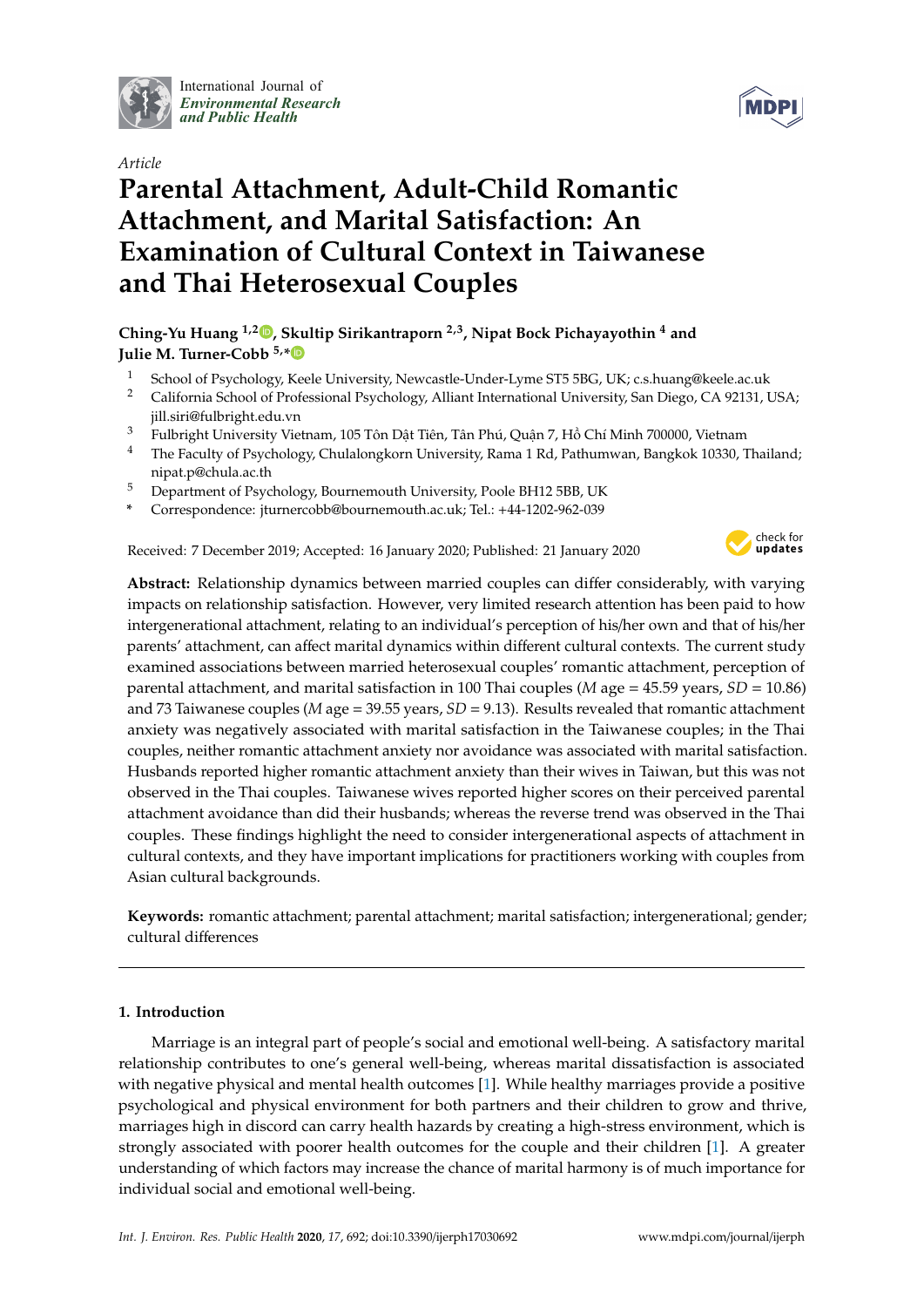International Journal of *Environmental Research and Public Health*

*Article*

# Parental Attachment, Adult-Child Romantic Attachment, and Marital Satisfaction: An Examination of Cultural Context in Taiwanese and Thai Heterosexual Couples

**Ching-Yu Huang [1,2], Skultip Sirikantraporn [2,3], Nipat Bock Pichayayothin [4] and Julie M. Turner-Cobb [5,*]**

1. School of Psychology, Keele University, Newcastle-Under-Lyme ST5 5BG, UK; c.s.huang@keele.ac.uk
2. California School of Professional Psychology, Alliant International University, San Diego, CA 92131, USA; jill.siri@fulbright.edu.vn
3. Fulbright University Vietnam, 105 Tôn Dật Tiên, Tân Phú, Quận 7, Hồ Chí Minh 700000, Vietnam
4. The Faculty of Psychology, Chulalongkorn University, Rama 1 Rd, Pathumwan, Bangkok 10330, Thailand; nipat.p@chula.ac.th
5. Department of Psychology, Bournemouth University, Poole BH12 5BB, UK

\* Correspondence: jturnercobb@bournemouth.ac.uk; Tel.: +44-1202-962-039

Received: 7 December 2019; Accepted: 16 January 2020; Published: 21 January 2020

**Abstract:** Relationship dynamics between married couples can differ considerably, with varying impacts on relationship satisfaction. However, very limited research attention has been paid to how intergenerational attachment, relating to an individual's perception of his/her own and that of his/her parents' attachment, can affect marital dynamics within different cultural contexts. The current study examined associations between married heterosexual couples' romantic attachment, perception of parental attachment, and marital satisfaction in 100 Thai couples ($M$ age = 45.59 years, $SD$ = 10.86) and 73 Taiwanese couples ($M$ age = 39.55 years, $SD$ = 9.13). Results revealed that romantic attachment anxiety was negatively associated with marital satisfaction in the Taiwanese couples; in the Thai couples, neither romantic attachment anxiety nor avoidance was associated with marital satisfaction. Husbands reported higher romantic attachment anxiety than their wives in Taiwan, but this was not observed in the Thai couples. Taiwanese wives reported higher scores on their perceived parental attachment avoidance than did their husbands; whereas the reverse trend was observed in the Thai couples. These findings highlight the need to consider intergenerational aspects of attachment in cultural contexts, and they have important implications for practitioners working with couples from Asian cultural backgrounds.

**Keywords:** romantic attachment; parental attachment; marital satisfaction; intergenerational; gender; cultural differences

## 1. Introduction

Marriage is an integral part of people's social and emotional well-being. A satisfactory marital relationship contributes to one's general well-being, whereas marital dissatisfaction is associated with negative physical and mental health outcomes [1]. While healthy marriages provide a positive psychological and physical environment for both partners and their children to grow and thrive, marriages high in discord can carry health hazards by creating a high-stress environment, which is strongly associated with poorer health outcomes for the couple and their children [1]. A greater understanding of which factors may increase the chance of marital harmony is of much importance for individual social and emotional well-being.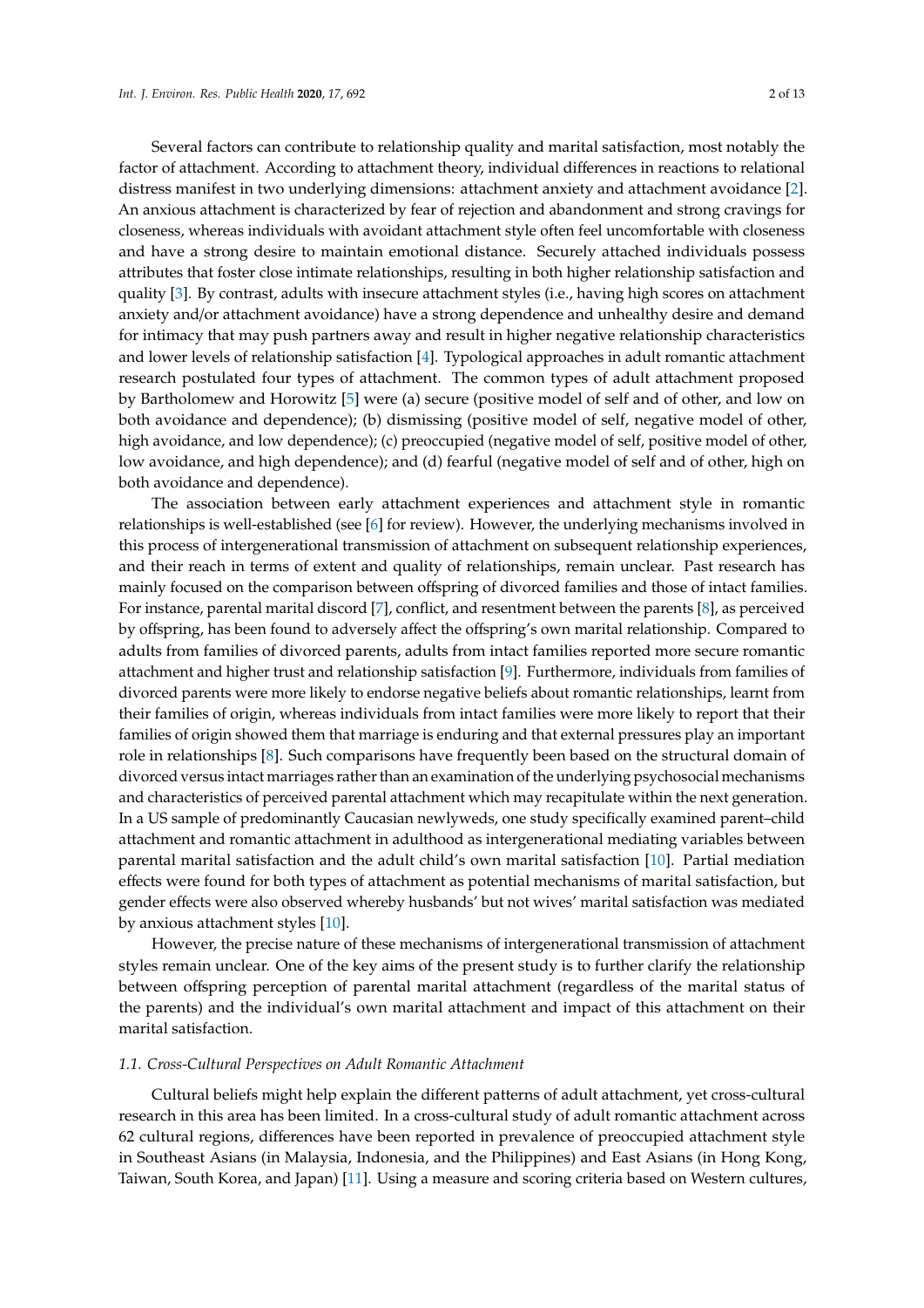Several factors can contribute to relationship quality and marital satisfaction, most notably the factor of attachment. According to attachment theory, individual differences in reactions to relational distress manifest in two underlying dimensions: attachment anxiety and attachment avoidance [2]. An anxious attachment is characterized by fear of rejection and abandonment and strong cravings for closeness, whereas individuals with avoidant attachment style often feel uncomfortable with closeness and have a strong desire to maintain emotional distance. Securely attached individuals possess attributes that foster close intimate relationships, resulting in both higher relationship satisfaction and quality [3]. By contrast, adults with insecure attachment styles (i.e., having high scores on attachment anxiety and/or attachment avoidance) have a strong dependence and unhealthy desire and demand for intimacy that may push partners away and result in higher negative relationship characteristics and lower levels of relationship satisfaction [4]. Typological approaches in adult romantic attachment research postulated four types of attachment. The common types of adult attachment proposed by Bartholomew and Horowitz [5] were (a) secure (positive model of self and of other, and low on both avoidance and dependence); (b) dismissing (positive model of self, negative model of other, high avoidance, and low dependence); (c) preoccupied (negative model of self, positive model of other, low avoidance, and high dependence); and (d) fearful (negative model of self and of other, high on both avoidance and dependence).

The association between early attachment experiences and attachment style in romantic relationships is well-established (see [6] for review). However, the underlying mechanisms involved in this process of intergenerational transmission of attachment on subsequent relationship experiences, and their reach in terms of extent and quality of relationships, remain unclear. Past research has mainly focused on the comparison between offspring of divorced families and those of intact families. For instance, parental marital discord [7], conflict, and resentment between the parents [8], as perceived by offspring, has been found to adversely affect the offspring's own marital relationship. Compared to adults from families of divorced parents, adults from intact families reported more secure romantic attachment and higher trust and relationship satisfaction [9]. Furthermore, individuals from families of divorced parents were more likely to endorse negative beliefs about romantic relationships, learnt from their families of origin, whereas individuals from intact families were more likely to report that their families of origin showed them that marriage is enduring and that external pressures play an important role in relationships [8]. Such comparisons have frequently been based on the structural domain of divorced versus intact marriages rather than an examination of the underlying psychosocial mechanisms and characteristics of perceived parental attachment which may recapitulate within the next generation. In a US sample of predominantly Caucasian newlyweds, one study specifically examined parent–child attachment and romantic attachment in adulthood as intergenerational mediating variables between parental marital satisfaction and the adult child's own marital satisfaction [10]. Partial mediation effects were found for both types of attachment as potential mechanisms of marital satisfaction, but gender effects were also observed whereby husbands' but not wives' marital satisfaction was mediated by anxious attachment styles [10].

However, the precise nature of these mechanisms of intergenerational transmission of attachment styles remain unclear. One of the key aims of the present study is to further clarify the relationship between offspring perception of parental marital attachment (regardless of the marital status of the parents) and the individual's own marital attachment and impact of this attachment on their marital satisfaction.

### *1.1. Cross-Cultural Perspectives on Adult Romantic Attachment*

Cultural beliefs might help explain the different patterns of adult attachment, yet cross-cultural research in this area has been limited. In a cross-cultural study of adult romantic attachment across 62 cultural regions, differences have been reported in prevalence of preoccupied attachment style in Southeast Asians (in Malaysia, Indonesia, and the Philippines) and East Asians (in Hong Kong, Taiwan, South Korea, and Japan) [11]. Using a measure and scoring criteria based on Western cultures,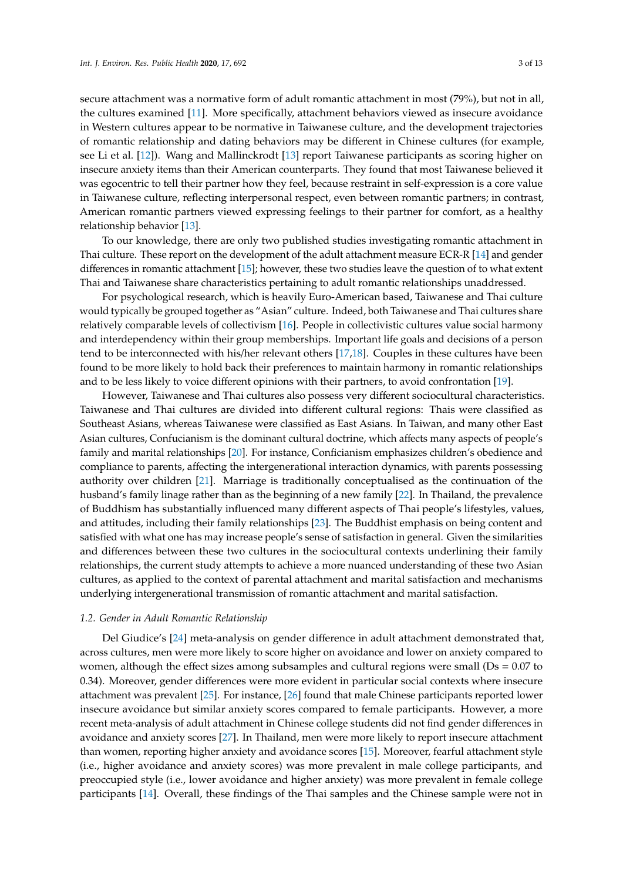secure attachment was a normative form of adult romantic attachment in most (79%), but not in all, the cultures examined [11]. More specifically, attachment behaviors viewed as insecure avoidance in Western cultures appear to be normative in Taiwanese culture, and the development trajectories of romantic relationship and dating behaviors may be different in Chinese cultures (for example, see Li et al. [12]). Wang and Mallinckrodt [13] report Taiwanese participants as scoring higher on insecure anxiety items than their American counterparts. They found that most Taiwanese believed it was egocentric to tell their partner how they feel, because restraint in self-expression is a core value in Taiwanese culture, reflecting interpersonal respect, even between romantic partners; in contrast, American romantic partners viewed expressing feelings to their partner for comfort, as a healthy relationship behavior [13].

To our knowledge, there are only two published studies investigating romantic attachment in Thai culture. These report on the development of the adult attachment measure ECR-R [14] and gender differences in romantic attachment [15]; however, these two studies leave the question of to what extent Thai and Taiwanese share characteristics pertaining to adult romantic relationships unaddressed.

For psychological research, which is heavily Euro-American based, Taiwanese and Thai culture would typically be grouped together as "Asian" culture. Indeed, both Taiwanese and Thai cultures share relatively comparable levels of collectivism [16]. People in collectivistic cultures value social harmony and interdependency within their group memberships. Important life goals and decisions of a person tend to be interconnected with his/her relevant others [17,18]. Couples in these cultures have been found to be more likely to hold back their preferences to maintain harmony in romantic relationships and to be less likely to voice different opinions with their partners, to avoid confrontation [19].

However, Taiwanese and Thai cultures also possess very different sociocultural characteristics. Taiwanese and Thai cultures are divided into different cultural regions: Thais were classified as Southeast Asians, whereas Taiwanese were classified as East Asians. In Taiwan, and many other East Asian cultures, Confucianism is the dominant cultural doctrine, which affects many aspects of people's family and marital relationships [20]. For instance, Conficianism emphasizes children's obedience and compliance to parents, affecting the intergenerational interaction dynamics, with parents possessing authority over children [21]. Marriage is traditionally conceptualised as the continuation of the husband's family linage rather than as the beginning of a new family [22]. In Thailand, the prevalence of Buddhism has substantially influenced many different aspects of Thai people's lifestyles, values, and attitudes, including their family relationships [23]. The Buddhist emphasis on being content and satisfied with what one has may increase people's sense of satisfaction in general. Given the similarities and differences between these two cultures in the sociocultural contexts underlining their family relationships, the current study attempts to achieve a more nuanced understanding of these two Asian cultures, as applied to the context of parental attachment and marital satisfaction and mechanisms underlying intergenerational transmission of romantic attachment and marital satisfaction.

### 1.2. Gender in Adult Romantic Relationship

Del Giudice's [24] meta-analysis on gender difference in adult attachment demonstrated that, across cultures, men were more likely to score higher on avoidance and lower on anxiety compared to women, although the effect sizes among subsamples and cultural regions were small (Ds = 0.07 to 0.34). Moreover, gender differences were more evident in particular social contexts where insecure attachment was prevalent [25]. For instance, [26] found that male Chinese participants reported lower insecure avoidance but similar anxiety scores compared to female participants. However, a more recent meta-analysis of adult attachment in Chinese college students did not find gender differences in avoidance and anxiety scores [27]. In Thailand, men were more likely to report insecure attachment than women, reporting higher anxiety and avoidance scores [15]. Moreover, fearful attachment style (i.e., higher avoidance and anxiety scores) was more prevalent in male college participants, and preoccupied style (i.e., lower avoidance and higher anxiety) was more prevalent in female college participants [14]. Overall, these findings of the Thai samples and the Chinese sample were not in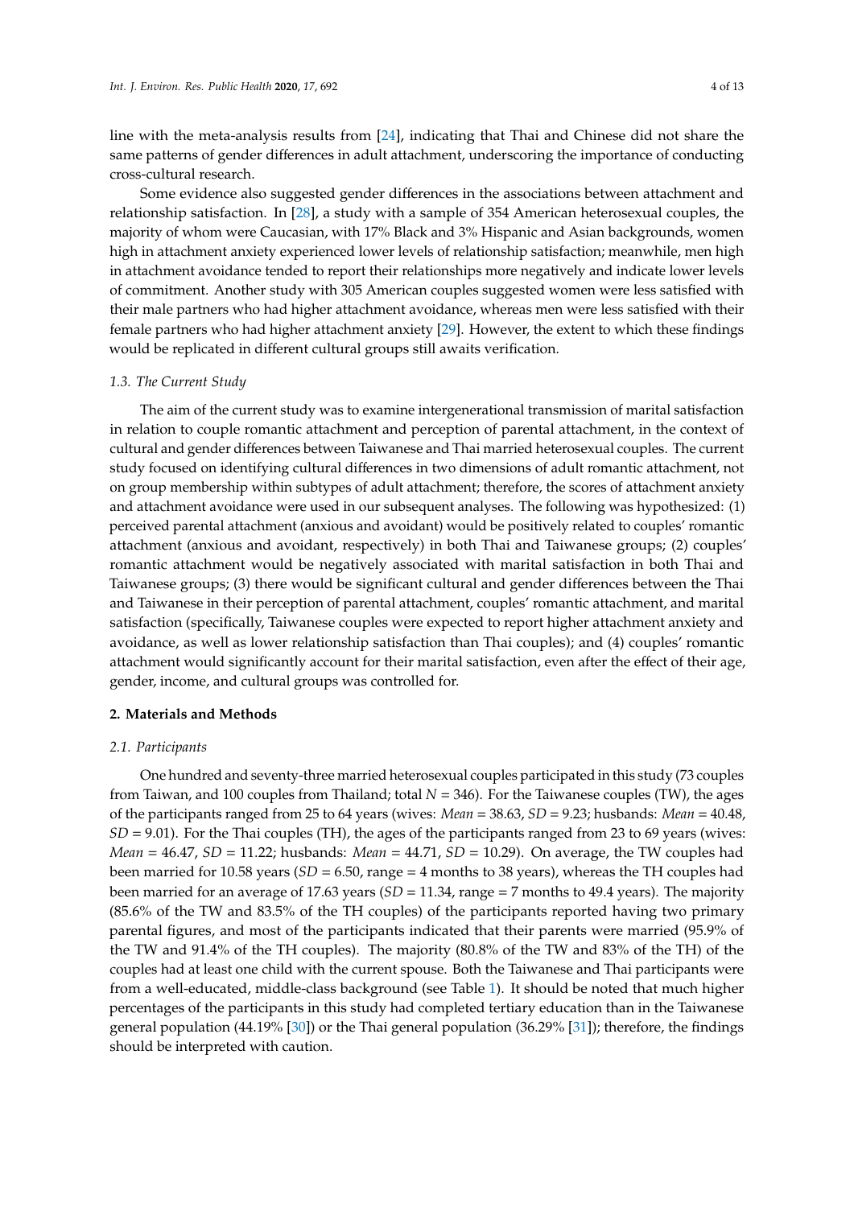line with the meta-analysis results from [24], indicating that Thai and Chinese did not share the same patterns of gender differences in adult attachment, underscoring the importance of conducting cross-cultural research.

Some evidence also suggested gender differences in the associations between attachment and relationship satisfaction. In [28], a study with a sample of 354 American heterosexual couples, the majority of whom were Caucasian, with 17% Black and 3% Hispanic and Asian backgrounds, women high in attachment anxiety experienced lower levels of relationship satisfaction; meanwhile, men high in attachment avoidance tended to report their relationships more negatively and indicate lower levels of commitment. Another study with 305 American couples suggested women were less satisfied with their male partners who had higher attachment avoidance, whereas men were less satisfied with their female partners who had higher attachment anxiety [29]. However, the extent to which these findings would be replicated in different cultural groups still awaits verification.

### *1.3. The Current Study*

The aim of the current study was to examine intergenerational transmission of marital satisfaction in relation to couple romantic attachment and perception of parental attachment, in the context of cultural and gender differences between Taiwanese and Thai married heterosexual couples. The current study focused on identifying cultural differences in two dimensions of adult romantic attachment, not on group membership within subtypes of adult attachment; therefore, the scores of attachment anxiety and attachment avoidance were used in our subsequent analyses. The following was hypothesized: (1) perceived parental attachment (anxious and avoidant) would be positively related to couples' romantic attachment (anxious and avoidant, respectively) in both Thai and Taiwanese groups; (2) couples' romantic attachment would be negatively associated with marital satisfaction in both Thai and Taiwanese groups; (3) there would be significant cultural and gender differences between the Thai and Taiwanese in their perception of parental attachment, couples' romantic attachment, and marital satisfaction (specifically, Taiwanese couples were expected to report higher attachment anxiety and avoidance, as well as lower relationship satisfaction than Thai couples); and (4) couples' romantic attachment would significantly account for their marital satisfaction, even after the effect of their age, gender, income, and cultural groups was controlled for.

## 2. Materials and Methods

### *2.1. Participants*

One hundred and seventy-three married heterosexual couples participated in this study (73 couples from Taiwan, and 100 couples from Thailand; total $N = 346$). For the Taiwanese couples (TW), the ages of the participants ranged from 25 to 64 years (wives: *Mean* = 38.63, *SD* = 9.23; husbands: *Mean* = 40.48, *SD* = 9.01). For the Thai couples (TH), the ages of the participants ranged from 23 to 69 years (wives: *Mean* = 46.47, *SD* = 11.22; husbands: *Mean* = 44.71, *SD* = 10.29). On average, the TW couples had been married for 10.58 years (*SD* = 6.50, range = 4 months to 38 years), whereas the TH couples had been married for an average of 17.63 years (*SD* = 11.34, range = 7 months to 49.4 years). The majority (85.6% of the TW and 83.5% of the TH couples) of the participants reported having two primary parental figures, and most of the participants indicated that their parents were married (95.9% of the TW and 91.4% of the TH couples). The majority (80.8% of the TW and 83% of the TH) of the couples had at least one child with the current spouse. Both the Taiwanese and Thai participants were from a well-educated, middle-class background (see Table 1). It should be noted that much higher percentages of the participants in this study had completed tertiary education than in the Taiwanese general population (44.19% [30]) or the Thai general population (36.29% [31]); therefore, the findings should be interpreted with caution.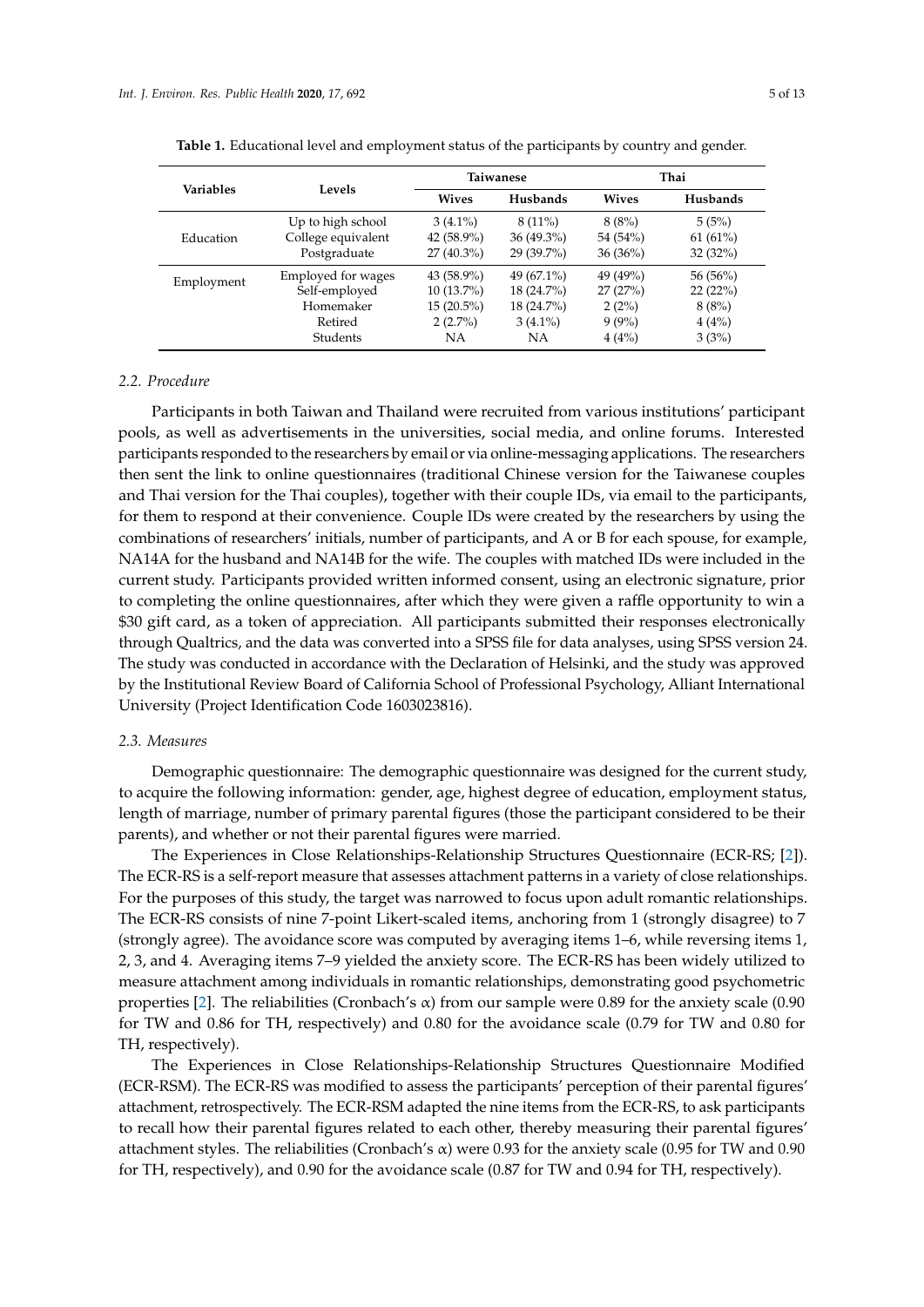**Table 1.** Educational level and employment status of the participants by country and gender.

| Variables | Levels | Taiwanese | | Thai | |
|---|---|---|---|---|---|
| | | Wives | Husbands | Wives | Husbands |
| Education | Up to high school | 3 (4.1%) | 8 (11%) | 8 (8%) | 5 (5%) |
| | College equivalent | 42 (58.9%) | 36 (49.3%) | 54 (54%) | 61 (61%) |
| | Postgraduate | 27 (40.3%) | 29 (39.7%) | 36 (36%) | 32 (32%) |
| Employment | Employed for wages | 43 (58.9%) | 49 (67.1%) | 49 (49%) | 56 (56%) |
| | Self-employed | 10 (13.7%) | 18 (24.7%) | 27 (27%) | 22 (22%) |
| | Homemaker | 15 (20.5%) | 18 (24.7%) | 2 (2%) | 8 (8%) |
| | Retired | 2 (2.7%) | 3 (4.1%) | 9 (9%) | 4 (4%) |
| | Students | NA | NA | 4 (4%) | 3 (3%) |

### *2.2. Procedure*

Participants in both Taiwan and Thailand were recruited from various institutions' participant pools, as well as advertisements in the universities, social media, and online forums. Interested participants responded to the researchers by email or via online-messaging applications. The researchers then sent the link to online questionnaires (traditional Chinese version for the Taiwanese couples and Thai version for the Thai couples), together with their couple IDs, via email to the participants, for them to respond at their convenience. Couple IDs were created by the researchers by using the combinations of researchers' initials, number of participants, and A or B for each spouse, for example, NA14A for the husband and NA14B for the wife. The couples with matched IDs were included in the current study. Participants provided written informed consent, using an electronic signature, prior to completing the online questionnaires, after which they were given a raffle opportunity to win a $30 gift card, as a token of appreciation. All participants submitted their responses electronically through Qualtrics, and the data was converted into a SPSS file for data analyses, using SPSS version 24. The study was conducted in accordance with the Declaration of Helsinki, and the study was approved by the Institutional Review Board of California School of Professional Psychology, Alliant International University (Project Identification Code 1603023816).

### *2.3. Measures*

Demographic questionnaire: The demographic questionnaire was designed for the current study, to acquire the following information: gender, age, highest degree of education, employment status, length of marriage, number of primary parental figures (those the participant considered to be their parents), and whether or not their parental figures were married.

The Experiences in Close Relationships-Relationship Structures Questionnaire (ECR-RS; [2]). The ECR-RS is a self-report measure that assesses attachment patterns in a variety of close relationships. For the purposes of this study, the target was narrowed to focus upon adult romantic relationships. The ECR-RS consists of nine 7-point Likert-scaled items, anchoring from 1 (strongly disagree) to 7 (strongly agree). The avoidance score was computed by averaging items 1–6, while reversing items 1, 2, 3, and 4. Averaging items 7–9 yielded the anxiety score. The ECR-RS has been widely utilized to measure attachment among individuals in romantic relationships, demonstrating good psychometric properties [2]. The reliabilities (Cronbach's $\alpha$) from our sample were 0.89 for the anxiety scale (0.90 for TW and 0.86 for TH, respectively) and 0.80 for the avoidance scale (0.79 for TW and 0.80 for TH, respectively).

The Experiences in Close Relationships-Relationship Structures Questionnaire Modified (ECR-RSM). The ECR-RS was modified to assess the participants' perception of their parental figures' attachment, retrospectively. The ECR-RSM adapted the nine items from the ECR-RS, to ask participants to recall how their parental figures related to each other, thereby measuring their parental figures' attachment styles. The reliabilities (Cronbach's $\alpha$) were 0.93 for the anxiety scale (0.95 for TW and 0.90 for TH, respectively), and 0.90 for the avoidance scale (0.87 for TW and 0.94 for TH, respectively).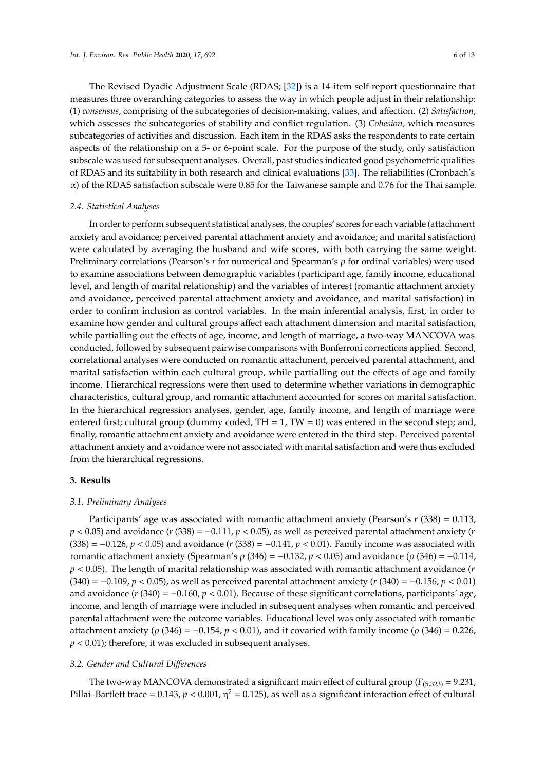The Revised Dyadic Adjustment Scale (RDAS; [32]) is a 14-item self-report questionnaire that measures three overarching categories to assess the way in which people adjust in their relationship: (1) *consensus*, comprising of the subcategories of decision-making, values, and affection. (2) *Satisfaction*, which assesses the subcategories of stability and conflict regulation. (3) *Cohesion*, which measures subcategories of activities and discussion. Each item in the RDAS asks the respondents to rate certain aspects of the relationship on a 5- or 6-point scale. For the purpose of the study, only satisfaction subscale was used for subsequent analyses. Overall, past studies indicated good psychometric qualities of RDAS and its suitability in both research and clinical evaluations [33]. The reliabilities (Cronbach's $\alpha$) of the RDAS satisfaction subscale were 0.85 for the Taiwanese sample and 0.76 for the Thai sample.

### 2.4. Statistical Analyses

In order to perform subsequent statistical analyses, the couples' scores for each variable (attachment anxiety and avoidance; perceived parental attachment anxiety and avoidance; and marital satisfaction) were calculated by averaging the husband and wife scores, with both carrying the same weight. Preliminary correlations (Pearson's $r$ for numerical and Spearman's $\rho$ for ordinal variables) were used to examine associations between demographic variables (participant age, family income, educational level, and length of marital relationship) and the variables of interest (romantic attachment anxiety and avoidance, perceived parental attachment anxiety and avoidance, and marital satisfaction) in order to confirm inclusion as control variables. In the main inferential analysis, first, in order to examine how gender and cultural groups affect each attachment dimension and marital satisfaction, while partialling out the effects of age, income, and length of marriage, a two-way MANCOVA was conducted, followed by subsequent pairwise comparisons with Bonferroni corrections applied. Second, correlational analyses were conducted on romantic attachment, perceived parental attachment, and marital satisfaction within each cultural group, while partialling out the effects of age and family income. Hierarchical regressions were then used to determine whether variations in demographic characteristics, cultural group, and romantic attachment accounted for scores on marital satisfaction. In the hierarchical regression analyses, gender, age, family income, and length of marriage were entered first; cultural group (dummy coded, TH = 1, TW = 0) was entered in the second step; and, finally, romantic attachment anxiety and avoidance were entered in the third step. Perceived parental attachment anxiety and avoidance were not associated with marital satisfaction and were thus excluded from the hierarchical regressions.

## 3. Results

### 3.1. Preliminary Analyses

Participants' age was associated with romantic attachment anxiety (Pearson's $r$ (338) = 0.113, $p < 0.05$) and avoidance ($r$ (338) = −0.111, $p < 0.05$), as well as perceived parental attachment anxiety ($r$ (338) = −0.126, $p < 0.05$) and avoidance ($r$ (338) = −0.141, $p < 0.01$). Family income was associated with romantic attachment anxiety (Spearman's $\rho$ (346) = −0.132, $p < 0.05$) and avoidance ($\rho$ (346) = −0.114, $p < 0.05$). The length of marital relationship was associated with romantic attachment avoidance ($r$ (340) = −0.109, $p < 0.05$), as well as perceived parental attachment anxiety ($r$ (340) = −0.156, $p < 0.01$) and avoidance ($r$ (340) = −0.160, $p < 0.01$). Because of these significant correlations, participants' age, income, and length of marriage were included in subsequent analyses when romantic and perceived parental attachment were the outcome variables. Educational level was only associated with romantic attachment anxiety ($\rho$ (346) = −0.154, $p < 0.01$), and it covaried with family income ($\rho$ (346) = 0.226, $p < 0.01$); therefore, it was excluded in subsequent analyses.

### 3.2. Gender and Cultural Differences

The two-way MANCOVA demonstrated a significant main effect of cultural group ($F_{(5,323)} = 9.231$, Pillai–Bartlett trace = 0.143, $p < 0.001$, $\eta^2 = 0.125$), as well as a significant interaction effect of cultural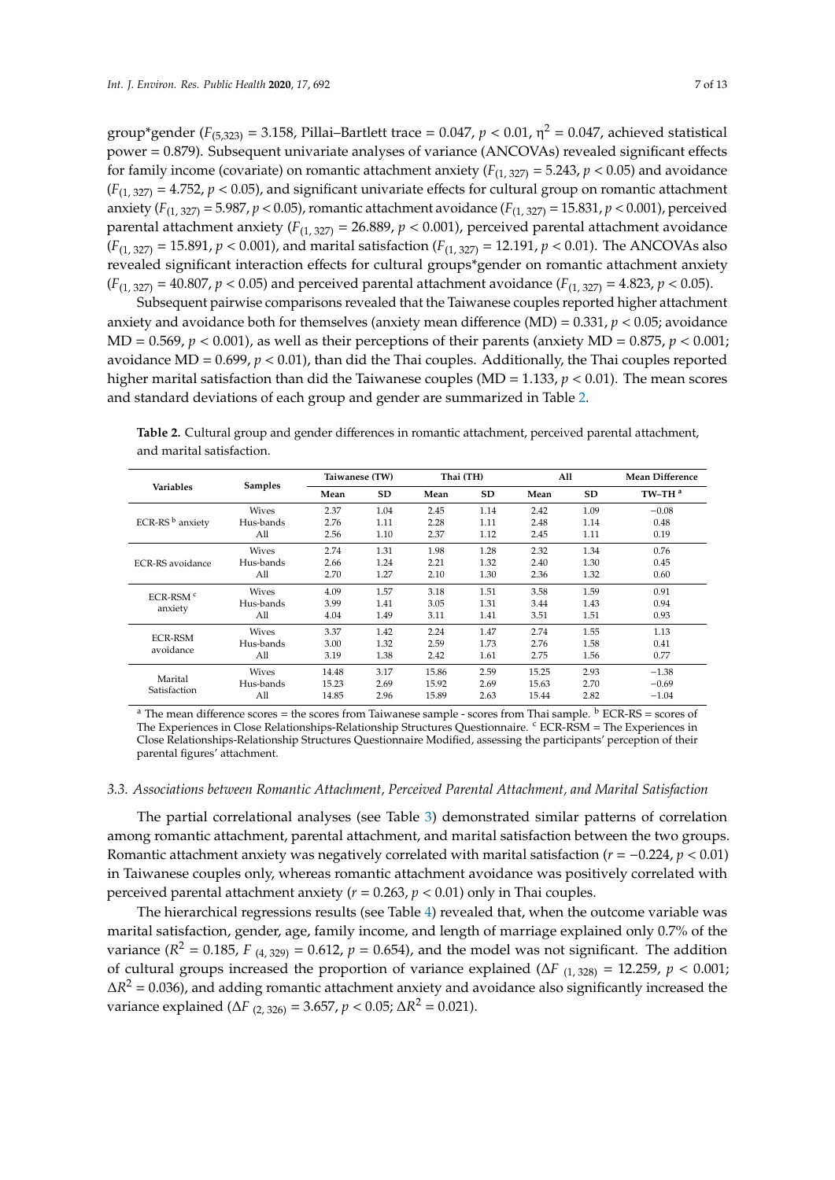group*gender ($F_{(5,323)}$ = 3.158, Pillai–Bartlett trace = 0.047, $p < 0.01$, $\eta^2$ = 0.047, achieved statistical power = 0.879). Subsequent univariate analyses of variance (ANCOVAs) revealed significant effects for family income (covariate) on romantic attachment anxiety ($F_{(1, 327)}$ = 5.243, $p < 0.05$) and avoidance ($F_{(1, 327)}$ = 4.752, $p < 0.05$), and significant univariate effects for cultural group on romantic attachment anxiety ($F_{(1, 327)}$ = 5.987, $p < 0.05$), romantic attachment avoidance ($F_{(1, 327)}$ = 15.831, $p < 0.001$), perceived parental attachment anxiety ($F_{(1, 327)}$ = 26.889, $p < 0.001$), perceived parental attachment avoidance ($F_{(1, 327)}$ = 15.891, $p < 0.001$), and marital satisfaction ($F_{(1, 327)}$ = 12.191, $p < 0.01$). The ANCOVAs also revealed significant interaction effects for cultural groups*gender on romantic attachment anxiety ($F_{(1, 327)}$ = 40.807, $p < 0.05$) and perceived parental attachment avoidance ($F_{(1, 327)}$ = 4.823, $p < 0.05$).

Subsequent pairwise comparisons revealed that the Taiwanese couples reported higher attachment anxiety and avoidance both for themselves (anxiety mean difference (MD) = 0.331, $p < 0.05$; avoidance MD = 0.569, $p < 0.001$), as well as their perceptions of their parents (anxiety MD = 0.875, $p < 0.001$; avoidance MD = 0.699, $p < 0.01$), than did the Thai couples. Additionally, the Thai couples reported higher marital satisfaction than did the Taiwanese couples (MD = 1.133, $p < 0.01$). The mean scores and standard deviations of each group and gender are summarized in Table 2.

**Table 2.** Cultural group and gender differences in romantic attachment, perceived parental attachment, and marital satisfaction.

| Variables | Samples | Taiwanese (TW) | | Thai (TH) | | All | | Mean Difference |
|---|---|---|---|---|---|---|---|---|
| | | Mean | SD | Mean | SD | Mean | SD | TW–TH [a] |
| ECR-RS [b] anxiety | Wives | 2.37 | 1.04 | 2.45 | 1.14 | 2.42 | 1.09 | −0.08 |
| | Hus-bands | 2.76 | 1.11 | 2.28 | 1.11 | 2.48 | 1.14 | 0.48 |
| | All | 2.56 | 1.10 | 2.37 | 1.12 | 2.45 | 1.11 | 0.19 |
| ECR-RS avoidance | Wives | 2.74 | 1.31 | 1.98 | 1.28 | 2.32 | 1.34 | 0.76 |
| | Hus-bands | 2.66 | 1.24 | 2.21 | 1.32 | 2.40 | 1.30 | 0.45 |
| | All | 2.70 | 1.27 | 2.10 | 1.30 | 2.36 | 1.32 | 0.60 |
| ECR-RSM [c] anxiety | Wives | 4.09 | 1.57 | 3.18 | 1.51 | 3.58 | 1.59 | 0.91 |
| | Hus-bands | 3.99 | 1.41 | 3.05 | 1.31 | 3.44 | 1.43 | 0.94 |
| | All | 4.04 | 1.49 | 3.11 | 1.41 | 3.51 | 1.51 | 0.93 |
| ECR-RSM avoidance | Wives | 3.37 | 1.42 | 2.24 | 1.47 | 2.74 | 1.55 | 1.13 |
| | Hus-bands | 3.00 | 1.32 | 2.59 | 1.73 | 2.76 | 1.58 | 0.41 |
| | All | 3.19 | 1.38 | 2.42 | 1.61 | 2.75 | 1.56 | 0.77 |
| Marital Satisfaction | Wives | 14.48 | 3.17 | 15.86 | 2.59 | 15.25 | 2.93 | −1.38 |
| | Hus-bands | 15.23 | 2.69 | 15.92 | 2.69 | 15.63 | 2.70 | −0.69 |
| | All | 14.85 | 2.96 | 15.89 | 2.63 | 15.44 | 2.82 | −1.04 |

[a] The mean difference scores = the scores from Taiwanese sample - scores from Thai sample. [b] ECR-RS = scores of The Experiences in Close Relationships-Relationship Structures Questionnaire. [c] ECR-RSM = The Experiences in Close Relationships-Relationship Structures Questionnaire Modified, assessing the participants' perception of their parental figures' attachment.

### 3.3. Associations between Romantic Attachment, Perceived Parental Attachment, and Marital Satisfaction

The partial correlational analyses (see Table 3) demonstrated similar patterns of correlation among romantic attachment, parental attachment, and marital satisfaction between the two groups. Romantic attachment anxiety was negatively correlated with marital satisfaction ($r$ = −0.224, $p < 0.01$) in Taiwanese couples only, whereas romantic attachment avoidance was positively correlated with perceived parental attachment anxiety ($r$ = 0.263, $p < 0.01$) only in Thai couples.

The hierarchical regressions results (see Table 4) revealed that, when the outcome variable was marital satisfaction, gender, age, family income, and length of marriage explained only 0.7% of the variance ($R^2$ = 0.185, $F_{(4, 329)}$ = 0.612, $p$ = 0.654), and the model was not significant. The addition of cultural groups increased the proportion of variance explained ($\Delta F_{(1, 328)}$ = 12.259, $p < 0.001$; $\Delta R^2$ = 0.036), and adding romantic attachment anxiety and avoidance also significantly increased the variance explained ($\Delta F_{(2, 326)}$ = 3.657, $p < 0.05$; $\Delta R^2$ = 0.021).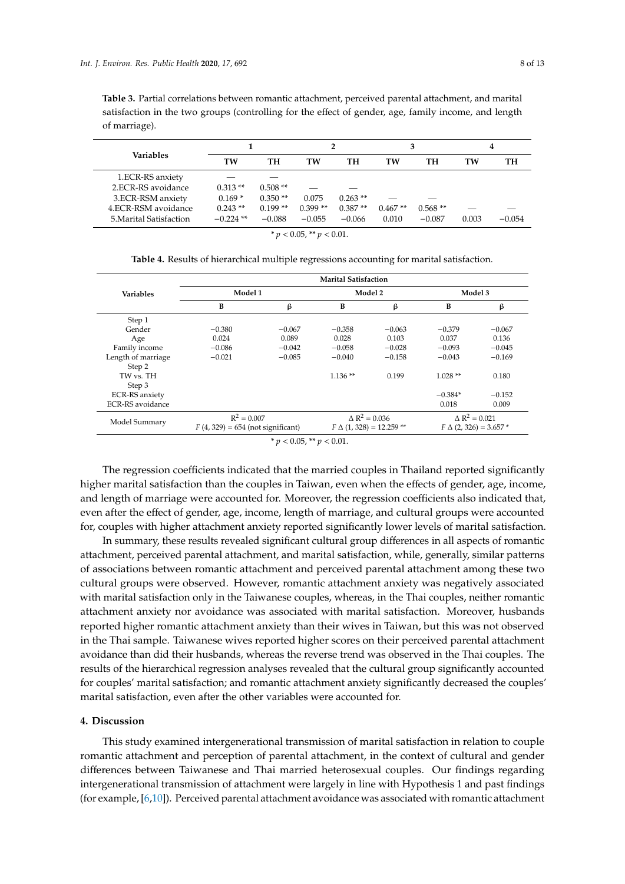**Table 3.** Partial correlations between romantic attachment, perceived parental attachment, and marital satisfaction in the two groups (controlling for the effect of gender, age, family income, and length of marriage).

| Variables | 1 | | 2 | | 3 | | 4 | |
|---|---|---|---|---|---|---|---|---|
| | TW | TH | TW | TH | TW | TH | TW | TH |
| 1.ECR-RS anxiety | — | — | | | | | | |
| 2.ECR-RS avoidance | 0.313 ** | 0.508 ** | — | — | | | | |
| 3.ECR-RSM anxiety | 0.169 * | 0.350 ** | 0.075 | 0.263 ** | — | — | | |
| 4.ECR-RSM avoidance | 0.243 ** | 0.199 ** | 0.399 ** | 0.387 ** | 0.467 ** | 0.568 ** | — | — |
| 5.Marital Satisfaction | −0.224 ** | −0.088 | −0.055 | −0.066 | 0.010 | −0.087 | 0.003 | −0.054 |

\* $p < 0.05$, ** $p < 0.01$.

**Table 4.** Results of hierarchical multiple regressions accounting for marital satisfaction.

| Variables | Marital Satisfaction | | | | | |
|---|---|---|---|---|---|---|
| | Model 1 | | Model 2 | | Model 3 | |
| | B | β | B | β | B | β |
| Step 1 | | | | | | |
| Gender | −0.380 | −0.067 | −0.358 | −0.063 | −0.379 | −0.067 |
| Age | 0.024 | 0.089 | 0.028 | 0.103 | 0.037 | 0.136 |
| Family income | −0.086 | −0.042 | −0.058 | −0.028 | −0.093 | −0.045 |
| Length of marriage | −0.021 | −0.085 | −0.040 | −0.158 | −0.043 | −0.169 |
| Step 2 | | | | | | |
| TW vs. TH | | | 1.136 ** | 0.199 | 1.028 ** | 0.180 |
| Step 3 | | | | | | |
| ECR-RS anxiety | | | | | −0.384* | −0.152 |
| ECR-RS avoidance | | | | | 0.018 | 0.009 |
| Model Summary | $R^2 = 0.007$; $F$ (4, 329) = 654 (not significant) | | $\Delta R^2 = 0.036$; $F \Delta$ (1, 328) = 12.259 ** | | $\Delta R^2 = 0.021$; $F \Delta$ (2, 326) = 3.657 * | |

\* $p < 0.05$, ** $p < 0.01$.

The regression coefficients indicated that the married couples in Thailand reported significantly higher marital satisfaction than the couples in Taiwan, even when the effects of gender, age, income, and length of marriage were accounted for. Moreover, the regression coefficients also indicated that, even after the effect of gender, age, income, length of marriage, and cultural groups were accounted for, couples with higher attachment anxiety reported significantly lower levels of marital satisfaction.

In summary, these results revealed significant cultural group differences in all aspects of romantic attachment, perceived parental attachment, and marital satisfaction, while, generally, similar patterns of associations between romantic attachment and perceived parental attachment among these two cultural groups were observed. However, romantic attachment anxiety was negatively associated with marital satisfaction only in the Taiwanese couples, whereas, in the Thai couples, neither romantic attachment anxiety nor avoidance was associated with marital satisfaction. Moreover, husbands reported higher romantic attachment anxiety than their wives in Taiwan, but this was not observed in the Thai sample. Taiwanese wives reported higher scores on their perceived parental attachment avoidance than did their husbands, whereas the reverse trend was observed in the Thai couples. The results of the hierarchical regression analyses revealed that the cultural group significantly accounted for couples' marital satisfaction; and romantic attachment anxiety significantly decreased the couples' marital satisfaction, even after the other variables were accounted for.

## 4. Discussion

This study examined intergenerational transmission of marital satisfaction in relation to couple romantic attachment and perception of parental attachment, in the context of cultural and gender differences between Taiwanese and Thai married heterosexual couples. Our findings regarding intergenerational transmission of attachment were largely in line with Hypothesis 1 and past findings (for example, [6,10]). Perceived parental attachment avoidance was associated with romantic attachment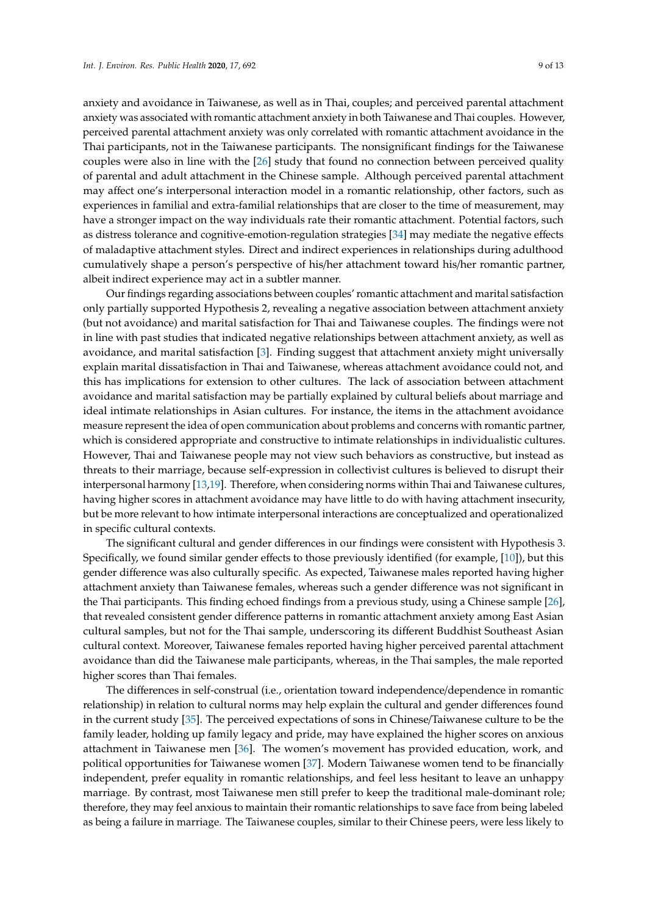anxiety and avoidance in Taiwanese, as well as in Thai, couples; and perceived parental attachment anxiety was associated with romantic attachment anxiety in both Taiwanese and Thai couples. However, perceived parental attachment anxiety was only correlated with romantic attachment avoidance in the Thai participants, not in the Taiwanese participants. The nonsignificant findings for the Taiwanese couples were also in line with the [26] study that found no connection between perceived quality of parental and adult attachment in the Chinese sample. Although perceived parental attachment may affect one's interpersonal interaction model in a romantic relationship, other factors, such as experiences in familial and extra-familial relationships that are closer to the time of measurement, may have a stronger impact on the way individuals rate their romantic attachment. Potential factors, such as distress tolerance and cognitive-emotion-regulation strategies [34] may mediate the negative effects of maladaptive attachment styles. Direct and indirect experiences in relationships during adulthood cumulatively shape a person's perspective of his/her attachment toward his/her romantic partner, albeit indirect experience may act in a subtler manner.

Our findings regarding associations between couples' romantic attachment and marital satisfaction only partially supported Hypothesis 2, revealing a negative association between attachment anxiety (but not avoidance) and marital satisfaction for Thai and Taiwanese couples. The findings were not in line with past studies that indicated negative relationships between attachment anxiety, as well as avoidance, and marital satisfaction [3]. Finding suggest that attachment anxiety might universally explain marital dissatisfaction in Thai and Taiwanese, whereas attachment avoidance could not, and this has implications for extension to other cultures. The lack of association between attachment avoidance and marital satisfaction may be partially explained by cultural beliefs about marriage and ideal intimate relationships in Asian cultures. For instance, the items in the attachment avoidance measure represent the idea of open communication about problems and concerns with romantic partner, which is considered appropriate and constructive to intimate relationships in individualistic cultures. However, Thai and Taiwanese people may not view such behaviors as constructive, but instead as threats to their marriage, because self-expression in collectivist cultures is believed to disrupt their interpersonal harmony [13,19]. Therefore, when considering norms within Thai and Taiwanese cultures, having higher scores in attachment avoidance may have little to do with having attachment insecurity, but be more relevant to how intimate interpersonal interactions are conceptualized and operationalized in specific cultural contexts.

The significant cultural and gender differences in our findings were consistent with Hypothesis 3. Specifically, we found similar gender effects to those previously identified (for example, [10]), but this gender difference was also culturally specific. As expected, Taiwanese males reported having higher attachment anxiety than Taiwanese females, whereas such a gender difference was not significant in the Thai participants. This finding echoed findings from a previous study, using a Chinese sample [26], that revealed consistent gender difference patterns in romantic attachment anxiety among East Asian cultural samples, but not for the Thai sample, underscoring its different Buddhist Southeast Asian cultural context. Moreover, Taiwanese females reported having higher perceived parental attachment avoidance than did the Taiwanese male participants, whereas, in the Thai samples, the male reported higher scores than Thai females.

The differences in self-construal (i.e., orientation toward independence/dependence in romantic relationship) in relation to cultural norms may help explain the cultural and gender differences found in the current study [35]. The perceived expectations of sons in Chinese/Taiwanese culture to be the family leader, holding up family legacy and pride, may have explained the higher scores on anxious attachment in Taiwanese men [36]. The women's movement has provided education, work, and political opportunities for Taiwanese women [37]. Modern Taiwanese women tend to be financially independent, prefer equality in romantic relationships, and feel less hesitant to leave an unhappy marriage. By contrast, most Taiwanese men still prefer to keep the traditional male-dominant role; therefore, they may feel anxious to maintain their romantic relationships to save face from being labeled as being a failure in marriage. The Taiwanese couples, similar to their Chinese peers, were less likely to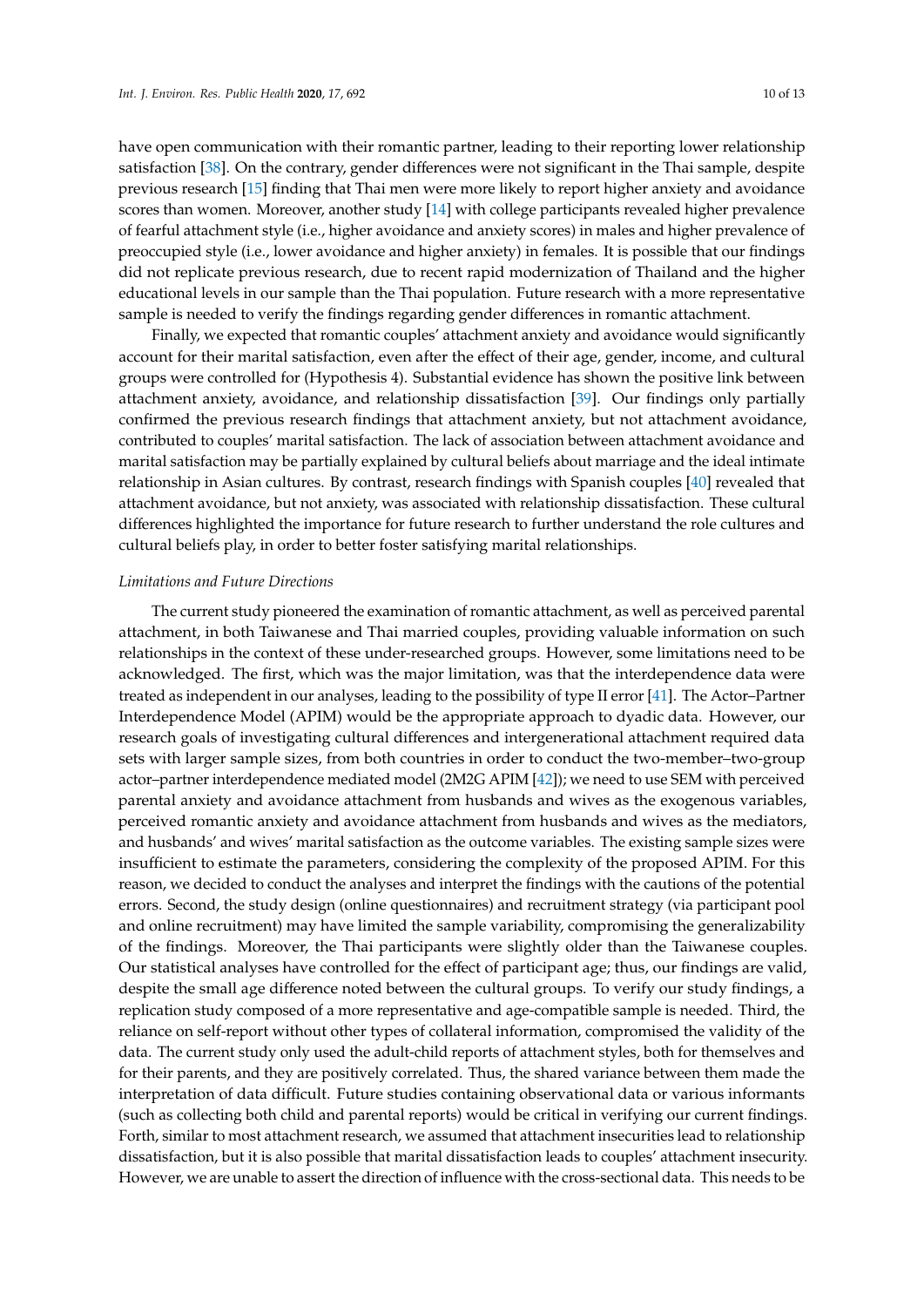have open communication with their romantic partner, leading to their reporting lower relationship satisfaction [38]. On the contrary, gender differences were not significant in the Thai sample, despite previous research [15] finding that Thai men were more likely to report higher anxiety and avoidance scores than women. Moreover, another study [14] with college participants revealed higher prevalence of fearful attachment style (i.e., higher avoidance and anxiety scores) in males and higher prevalence of preoccupied style (i.e., lower avoidance and higher anxiety) in females. It is possible that our findings did not replicate previous research, due to recent rapid modernization of Thailand and the higher educational levels in our sample than the Thai population. Future research with a more representative sample is needed to verify the findings regarding gender differences in romantic attachment.

Finally, we expected that romantic couples' attachment anxiety and avoidance would significantly account for their marital satisfaction, even after the effect of their age, gender, income, and cultural groups were controlled for (Hypothesis 4). Substantial evidence has shown the positive link between attachment anxiety, avoidance, and relationship dissatisfaction [39]. Our findings only partially confirmed the previous research findings that attachment anxiety, but not attachment avoidance, contributed to couples' marital satisfaction. The lack of association between attachment avoidance and marital satisfaction may be partially explained by cultural beliefs about marriage and the ideal intimate relationship in Asian cultures. By contrast, research findings with Spanish couples [40] revealed that attachment avoidance, but not anxiety, was associated with relationship dissatisfaction. These cultural differences highlighted the importance for future research to further understand the role cultures and cultural beliefs play, in order to better foster satisfying marital relationships.

*Limitations and Future Directions*

The current study pioneered the examination of romantic attachment, as well as perceived parental attachment, in both Taiwanese and Thai married couples, providing valuable information on such relationships in the context of these under-researched groups. However, some limitations need to be acknowledged. The first, which was the major limitation, was that the interdependence data were treated as independent in our analyses, leading to the possibility of type II error [41]. The Actor–Partner Interdependence Model (APIM) would be the appropriate approach to dyadic data. However, our research goals of investigating cultural differences and intergenerational attachment required data sets with larger sample sizes, from both countries in order to conduct the two-member–two-group actor–partner interdependence mediated model (2M2G APIM [42]); we need to use SEM with perceived parental anxiety and avoidance attachment from husbands and wives as the exogenous variables, perceived romantic anxiety and avoidance attachment from husbands and wives as the mediators, and husbands' and wives' marital satisfaction as the outcome variables. The existing sample sizes were insufficient to estimate the parameters, considering the complexity of the proposed APIM. For this reason, we decided to conduct the analyses and interpret the findings with the cautions of the potential errors. Second, the study design (online questionnaires) and recruitment strategy (via participant pool and online recruitment) may have limited the sample variability, compromising the generalizability of the findings. Moreover, the Thai participants were slightly older than the Taiwanese couples. Our statistical analyses have controlled for the effect of participant age; thus, our findings are valid, despite the small age difference noted between the cultural groups. To verify our study findings, a replication study composed of a more representative and age-compatible sample is needed. Third, the reliance on self-report without other types of collateral information, compromised the validity of the data. The current study only used the adult-child reports of attachment styles, both for themselves and for their parents, and they are positively correlated. Thus, the shared variance between them made the interpretation of data difficult. Future studies containing observational data or various informants (such as collecting both child and parental reports) would be critical in verifying our current findings. Forth, similar to most attachment research, we assumed that attachment insecurities lead to relationship dissatisfaction, but it is also possible that marital dissatisfaction leads to couples' attachment insecurity. However, we are unable to assert the direction of influence with the cross-sectional data. This needs to be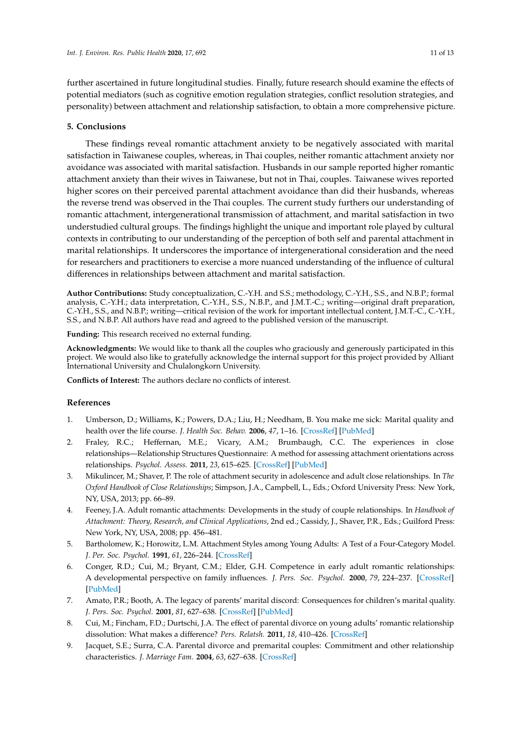further ascertained in future longitudinal studies. Finally, future research should examine the effects of potential mediators (such as cognitive emotion regulation strategies, conflict resolution strategies, and personality) between attachment and relationship satisfaction, to obtain a more comprehensive picture.

## 5. Conclusions

These findings reveal romantic attachment anxiety to be negatively associated with marital satisfaction in Taiwanese couples, whereas, in Thai couples, neither romantic attachment anxiety nor avoidance was associated with marital satisfaction. Husbands in our sample reported higher romantic attachment anxiety than their wives in Taiwanese, but not in Thai, couples. Taiwanese wives reported higher scores on their perceived parental attachment avoidance than did their husbands, whereas the reverse trend was observed in the Thai couples. The current study furthers our understanding of romantic attachment, intergenerational transmission of attachment, and marital satisfaction in two understudied cultural groups. The findings highlight the unique and important role played by cultural contexts in contributing to our understanding of the perception of both self and parental attachment in marital relationships. It underscores the importance of intergenerational consideration and the need for researchers and practitioners to exercise a more nuanced understanding of the influence of cultural differences in relationships between attachment and marital satisfaction.

**Author Contributions:** Study conceptualization, C.-Y.H. and S.S.; methodology, C.-Y.H., S.S., and N.B.P.; formal analysis, C.-Y.H.; data interpretation, C.-Y.H., S.S., N.B.P., and J.M.T.-C.; writing—original draft preparation, C.-Y.H., S.S., and N.B.P.; writing—critical revision of the work for important intellectual content, J.M.T.-C., C.-Y.H., S.S., and N.B.P. All authors have read and agreed to the published version of the manuscript.

**Funding:** This research received no external funding.

**Acknowledgments:** We would like to thank all the couples who graciously and generously participated in this project. We would also like to gratefully acknowledge the internal support for this project provided by Alliant International University and Chulalongkorn University.

**Conflicts of Interest:** The authors declare no conflicts of interest.

## References

1. Umberson, D.; Williams, K.; Powers, D.A.; Liu, H.; Needham, B. You make me sick: Marital quality and health over the life course. *J. Health Soc. Behav.* **2006**, *47*, 1–16. [CrossRef] [PubMed]
2. Fraley, R.C.; Heffernan, M.E.; Vicary, A.M.; Brumbaugh, C.C. The experiences in close relationships—Relationship Structures Questionnaire: A method for assessing attachment orientations across relationships. *Psychol. Assess.* **2011**, *23*, 615–625. [CrossRef] [PubMed]
3. Mikulincer, M.; Shaver, P. The role of attachment security in adolescence and adult close relationships. In *The Oxford Handbook of Close Relationships*; Simpson, J.A., Campbell, L., Eds.; Oxford University Press: New York, NY, USA, 2013; pp. 66–89.
4. Feeney, J.A. Adult romantic attachments: Developments in the study of couple relationships. In *Handbook of Attachment: Theory, Research, and Clinical Applications*, 2nd ed.; Cassidy, J., Shaver, P.R., Eds.; Guilford Press: New York, NY, USA, 2008; pp. 456–481.
5. Bartholomew, K.; Horowitz, L.M. Attachment Styles among Young Adults: A Test of a Four-Category Model. *J. Per. Soc. Psychol.* **1991**, *61*, 226–244. [CrossRef]
6. Conger, R.D.; Cui, M.; Bryant, C.M.; Elder, G.H. Competence in early adult romantic relationships: A developmental perspective on family influences. *J. Pers. Soc. Psychol.* **2000**, *79*, 224–237. [CrossRef] [PubMed]
7. Amato, P.R.; Booth, A. The legacy of parents' marital discord: Consequences for children's marital quality. *J. Pers. Soc. Psychol.* **2001**, *81*, 627–638. [CrossRef] [PubMed]
8. Cui, M.; Fincham, F.D.; Durtschi, J.A. The effect of parental divorce on young adults' romantic relationship dissolution: What makes a difference? *Pers. Relatsh.* **2011**, *18*, 410–426. [CrossRef]
9. Jacquet, S.E.; Surra, C.A. Parental divorce and premarital couples: Commitment and other relationship characteristics. *J. Marriage Fam.* **2004**, *63*, 627–638. [CrossRef]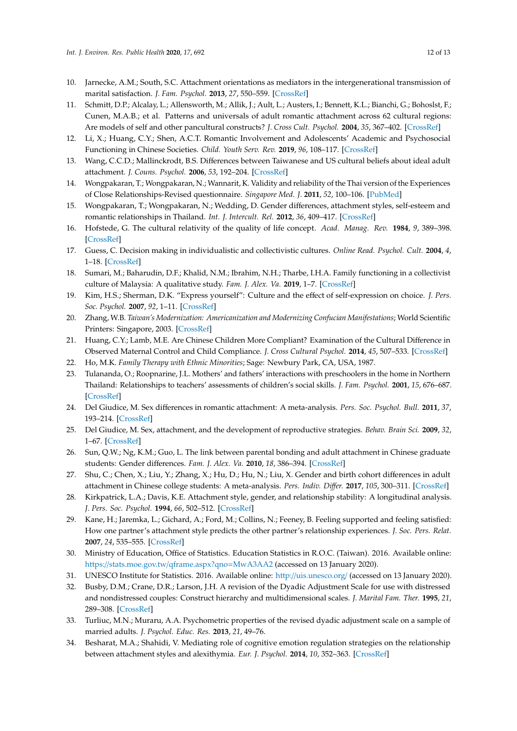10. Jarnecke, A.M.; South, S.C. Attachment orientations as mediators in the intergenerational transmission of marital satisfaction. *J. Fam. Psychol.* **2013**, *27*, 550–559. [CrossRef]
11. Schmitt, D.P.; Alcalay, L.; Allensworth, M.; Allik, J.; Ault, L.; Austers, I.; Bennett, K.L.; Bianchi, G.; Bohoslst, F.; Cunen, M.A.B.; et al. Patterns and universals of adult romantic attachment across 62 cultural regions: Are models of self and other pancultural constructs? *J. Cross Cult. Psychol.* **2004**, *35*, 367–402. [CrossRef]
12. Li, X.; Huang, C.Y.; Shen, A.C.T. Romantic Involvement and Adolescents' Academic and Psychosocial Functioning in Chinese Societies. *Child. Youth Serv. Rev.* **2019**, *96*, 108–117. [CrossRef]
13. Wang, C.C.D.; Mallinckrodt, B.S. Differences between Taiwanese and US cultural beliefs about ideal adult attachment. *J. Couns. Psychol.* **2006**, *53*, 192–204. [CrossRef]
14. Wongpakaran, T.; Wongpakaran, N.; Wannarit, K. Validity and reliability of the Thai version of the Experiences of Close Relationships-Revised questionnaire. *Singapore Med. J.* **2011**, *52*, 100–106. [PubMed]
15. Wongpakaran, T.; Wongpakaran, N.; Wedding, D. Gender differences, attachment styles, self-esteem and romantic relationships in Thailand. *Int. J. Intercult. Rel.* **2012**, *36*, 409–417. [CrossRef]
16. Hofstede, G. The cultural relativity of the quality of life concept. *Acad. Manag. Rev.* **1984**, *9*, 389–398. [CrossRef]
17. Guess, C. Decision making in individualistic and collectivistic cultures. *Online Read. Psychol. Cult.* **2004**, *4*, 1–18. [CrossRef]
18. Sumari, M.; Baharudin, D.F.; Khalid, N.M.; Ibrahim, N.H.; Tharbe, I.H.A. Family functioning in a collectivist culture of Malaysia: A qualitative study. *Fam. J. Alex. Va.* **2019**, 1–7. [CrossRef]
19. Kim, H.S.; Sherman, D.K. "Express yourself": Culture and the effect of self-expression on choice. *J. Pers. Soc. Psychol.* **2007**, *92*, 1–11. [CrossRef]
20. Zhang, W.B. *Taiwan's Modernization: Americanization and Modernizing Confucian Manifestations*; World Scientific Printers: Singapore, 2003. [CrossRef]
21. Huang, C.Y.; Lamb, M.E. Are Chinese Children More Compliant? Examination of the Cultural Difference in Observed Maternal Control and Child Compliance. *J. Cross Cultural Psychol.* **2014**, *45*, 507–533. [CrossRef]
22. Ho, M.K. *Family Therapy with Ethnic Minorities*; Sage: Newbury Park, CA, USA, 1987.
23. Tulananda, O.; Roopnarine, J.L. Mothers' and fathers' interactions with preschoolers in the home in Northern Thailand: Relationships to teachers' assessments of children's social skills. *J. Fam. Psychol.* **2001**, *15*, 676–687. [CrossRef]
24. Del Giudice, M. Sex differences in romantic attachment: A meta-analysis. *Pers. Soc. Psychol. Bull.* **2011**, *37*, 193–214. [CrossRef]
25. Del Giudice, M. Sex, attachment, and the development of reproductive strategies. *Behav. Brain Sci.* **2009**, *32*, 1–67. [CrossRef]
26. Sun, Q.W.; Ng, K.M.; Guo, L. The link between parental bonding and adult attachment in Chinese graduate students: Gender differences. *Fam. J. Alex. Va.* **2010**, *18*, 386–394. [CrossRef]
27. Shu, C.; Chen, X.; Liu, Y.; Zhang, X.; Hu, D.; Hu, N.; Liu, X. Gender and birth cohort differences in adult attachment in Chinese college students: A meta-analysis. *Pers. Indiv. Differ.* **2017**, *105*, 300–311. [CrossRef]
28. Kirkpatrick, L.A.; Davis, K.E. Attachment style, gender, and relationship stability: A longitudinal analysis. *J. Pers. Soc. Psychol.* **1994**, *66*, 502–512. [CrossRef]
29. Kane, H.; Jaremka, L.; Gichard, A.; Ford, M.; Collins, N.; Feeney, B. Feeling supported and feeling satisfied: How one partner's attachment style predicts the other partner's relationship experiences. *J. Soc. Pers. Relat.* **2007**, *24*, 535–555. [CrossRef]
30. Ministry of Education, Office of Statistics. Education Statistics in R.O.C. (Taiwan). 2016. Available online: https://stats.moe.gov.tw/qframe.aspx?qno=MwA3AA2 (accessed on 13 January 2020).
31. UNESCO Institute for Statistics. 2016. Available online: http://uis.unesco.org/ (accessed on 13 January 2020).
32. Busby, D.M.; Crane, D.R.; Larson, J.H. A revision of the Dyadic Adjustment Scale for use with distressed and nondistressed couples: Construct hierarchy and multidimensional scales. *J. Marital Fam. Ther.* **1995**, *21*, 289–308. [CrossRef]
33. Turliuc, M.N.; Muraru, A.A. Psychometric properties of the revised dyadic adjustment scale on a sample of married adults. *J. Psychol. Educ. Res.* **2013**, *21*, 49–76.
34. Besharat, M.A.; Shahidi, V. Mediating role of cognitive emotion regulation strategies on the relationship between attachment styles and alexithymia. *Eur. J. Psychol.* **2014**, *10*, 352–363. [CrossRef]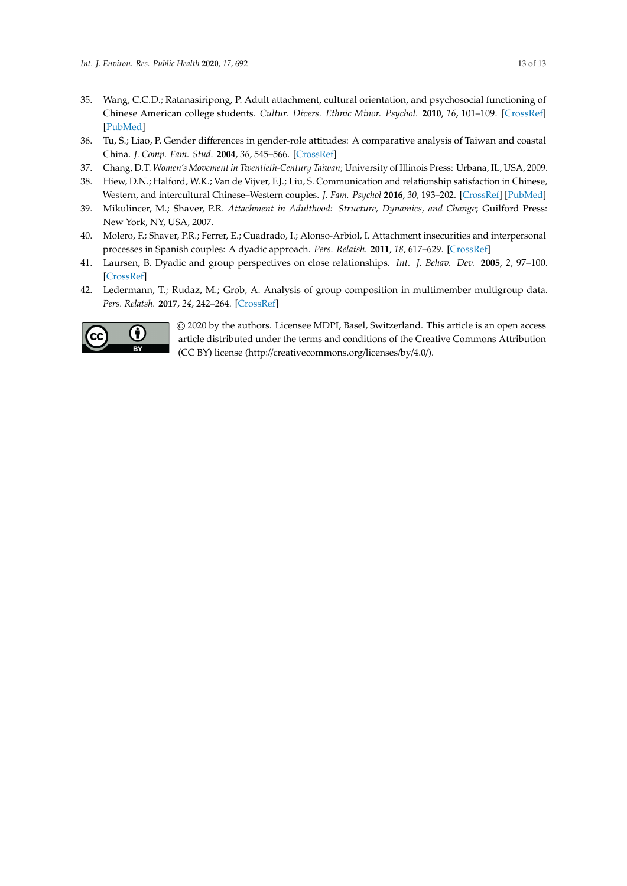35. Wang, C.C.D.; Ratanasiripong, P. Adult attachment, cultural orientation, and psychosocial functioning of Chinese American college students. *Cultur. Divers. Ethnic Minor. Psychol.* **2010**, *16*, 101–109. [CrossRef] [PubMed]
36. Tu, S.; Liao, P. Gender differences in gender-role attitudes: A comparative analysis of Taiwan and coastal China. *J. Comp. Fam. Stud.* **2004**, *36*, 545–566. [CrossRef]
37. Chang, D.T. *Women's Movement in Twentieth-Century Taiwan*; University of Illinois Press: Urbana, IL, USA, 2009.
38. Hiew, D.N.; Halford, W.K.; Van de Vijver, F.J.; Liu, S. Communication and relationship satisfaction in Chinese, Western, and intercultural Chinese–Western couples. *J. Fam. Psychol* **2016**, *30*, 193–202. [CrossRef] [PubMed]
39. Mikulincer, M.; Shaver, P.R. *Attachment in Adulthood: Structure, Dynamics, and Change*; Guilford Press: New York, NY, USA, 2007.
40. Molero, F.; Shaver, P.R.; Ferrer, E.; Cuadrado, I.; Alonso-Arbiol, I. Attachment insecurities and interpersonal processes in Spanish couples: A dyadic approach. *Pers. Relatsh.* **2011**, *18*, 617–629. [CrossRef]
41. Laursen, B. Dyadic and group perspectives on close relationships. *Int. J. Behav. Dev.* **2005**, *2*, 97–100. [CrossRef]
42. Ledermann, T.; Rudaz, M.; Grob, A. Analysis of group composition in multimember multigroup data. *Pers. Relatsh.* **2017**, *24*, 242–264. [CrossRef]

© 2020 by the authors. Licensee MDPI, Basel, Switzerland. This article is an open access article distributed under the terms and conditions of the Creative Commons Attribution (CC BY) license (http://creativecommons.org/licenses/by/4.0/).